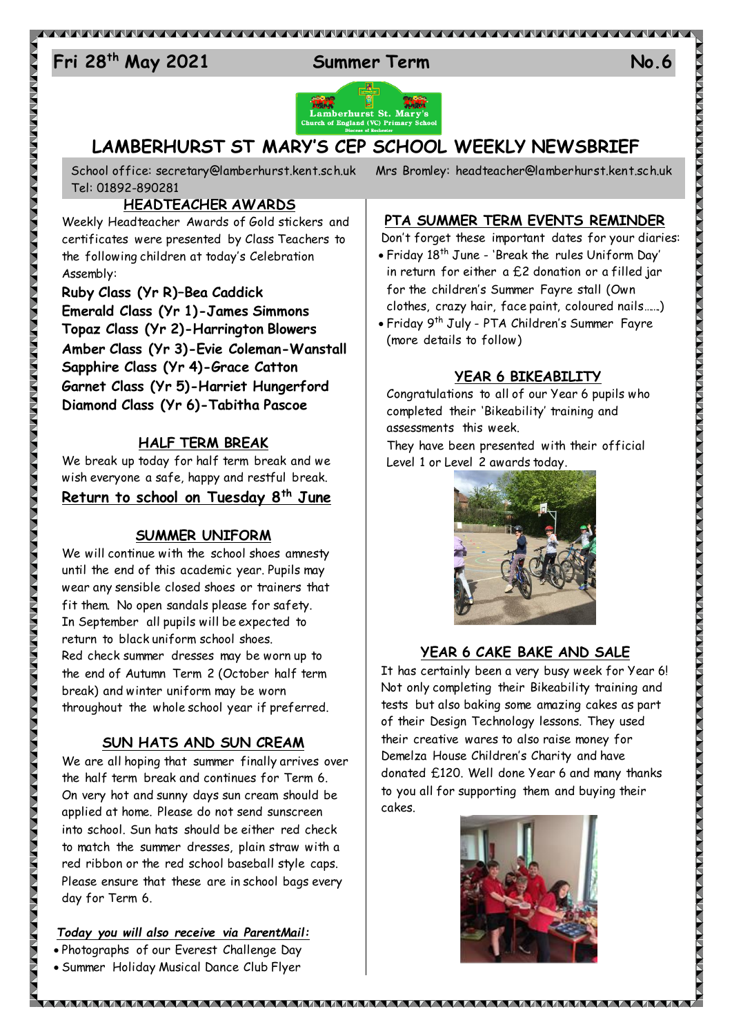**Fri 28th May 2021** **Summer Term** **No.6**

# LAMBERHURST ST MARY'S CEP SCHOOL WEEKLY NEWSBRIEF

School office: secretary@lamberhurst.kent.sch.uk Mrs Bromley: headteacher@lamberhurst.kent.sch.uk
Tel: 01892-890281

## HEADTEACHER AWARDS

Weekly Headteacher Awards of Gold stickers and certificates were presented by Class Teachers to the following children at today's Celebration Assembly:

**Ruby Class (Yr R)–Bea Caddick**
**Emerald Class (Yr 1)-James Simmons**
**Topaz Class (Yr 2)-Harrington Blowers**
**Amber Class (Yr 3)-Evie Coleman-Wanstall**
**Sapphire Class (Yr 4)-Grace Catton**
**Garnet Class (Yr 5)-Harriet Hungerford**
**Diamond Class (Yr 6)-Tabitha Pascoe**

## HALF TERM BREAK

We break up today for half term break and we wish everyone a safe, happy and restful break.

**Return to school on Tuesday 8th June**

## SUMMER UNIFORM

We will continue with the school shoes amnesty until the end of this academic year. Pupils may wear any sensible closed shoes or trainers that fit them. No open sandals please for safety. In September all pupils will be expected to return to black uniform school shoes.
Red check summer dresses may be worn up to the end of Autumn Term 2 (October half term break) and winter uniform may be worn throughout the whole school year if preferred.

## SUN HATS AND SUN CREAM

We are all hoping that summer finally arrives over the half term break and continues for Term 6. On very hot and sunny days sun cream should be applied at home. Please do not send sunscreen into school. Sun hats should be either red check to match the summer dresses, plain straw with a red ribbon or the red school baseball style caps. Please ensure that these are in school bags every day for Term 6.

***Today you will also receive via ParentMail:***

- Photographs of our Everest Challenge Day
- Summer Holiday Musical Dance Club Flyer

## PTA SUMMER TERM EVENTS REMINDER

Don't forget these important dates for your diaries:

- Friday 18th June - 'Break the rules Uniform Day' in return for either a £2 donation or a filled jar for the children's Summer Fayre stall (Own clothes, crazy hair, face paint, coloured nails……)
- Friday 9th July - PTA Children's Summer Fayre (more details to follow)

## YEAR 6 BIKEABILITY

Congratulations to all of our Year 6 pupils who completed their 'Bikeability' training and assessments this week.
They have been presented with their official Level 1 or Level 2 awards today.

## YEAR 6 CAKE BAKE AND SALE

It has certainly been a very busy week for Year 6! Not only completing their Bikeability training and tests but also baking some amazing cakes as part of their Design Technology lessons. They used their creative wares to also raise money for Demelza House Children's Charity and have donated £120. Well done Year 6 and many thanks to you all for supporting them and buying their cakes.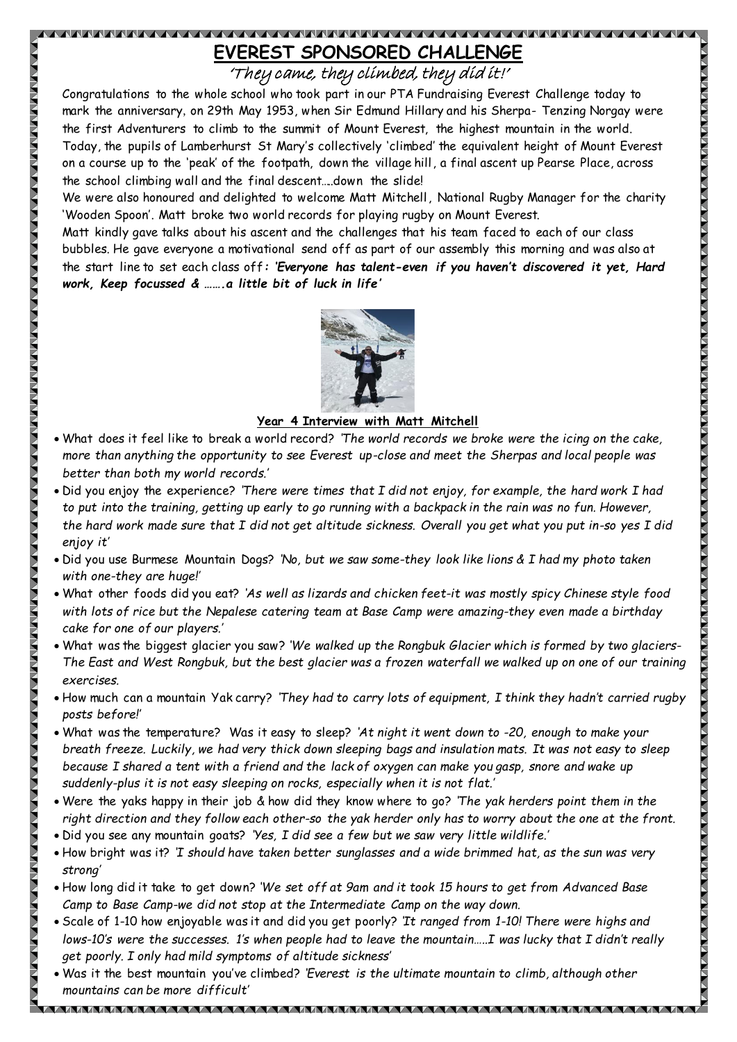# EVEREST SPONSORED CHALLENGE

*'They came, they climbed, they did it!'*

Congratulations to the whole school who took part in our PTA Fundraising Everest Challenge today to mark the anniversary, on 29th May 1953, when Sir Edmund Hillary and his Sherpa- Tenzing Norgay were the first Adventurers to climb to the summit of Mount Everest, the highest mountain in the world. Today, the pupils of Lamberhurst St Mary's collectively 'climbed' the equivalent height of Mount Everest on a course up to the 'peak' of the footpath, down the village hill, a final ascent up Pearse Place, across the school climbing wall and the final descent….down the slide!

We were also honoured and delighted to welcome Matt Mitchell, National Rugby Manager for the charity 'Wooden Spoon'. Matt broke two world records for playing rugby on Mount Everest.

Matt kindly gave talks about his ascent and the challenges that his team faced to each of our class bubbles. He gave everyone a motivational send off as part of our assembly this morning and was also at the start line to set each class off: ***'Everyone has talent-even if you haven't discovered it yet, Hard work, Keep focussed & …….a little bit of luck in life'***

**Year 4 Interview with Matt Mitchell**

- What does it feel like to break a world record? *'The world records we broke were the icing on the cake, more than anything the opportunity to see Everest up-close and meet the Sherpas and local people was better than both my world records.'*
- Did you enjoy the experience? *'There were times that I did not enjoy, for example, the hard work I had to put into the training, getting up early to go running with a backpack in the rain was no fun. However, the hard work made sure that I did not get altitude sickness. Overall you get what you put in-so yes I did enjoy it'*
- Did you use Burmese Mountain Dogs? *'No, but we saw some-they look like lions & I had my photo taken with one-they are huge!'*
- What other foods did you eat? *'As well as lizards and chicken feet-it was mostly spicy Chinese style food with lots of rice but the Nepalese catering team at Base Camp were amazing-they even made a birthday cake for one of our players.'*
- What was the biggest glacier you saw? *'We walked up the Rongbuk Glacier which is formed by two glaciers-The East and West Rongbuk, but the best glacier was a frozen waterfall we walked up on one of our training exercises.*
- How much can a mountain Yak carry? *'They had to carry lots of equipment, I think they hadn't carried rugby posts before!'*
- What was the temperature? Was it easy to sleep? *'At night it went down to -20, enough to make your breath freeze. Luckily, we had very thick down sleeping bags and insulation mats. It was not easy to sleep because I shared a tent with a friend and the lack of oxygen can make you gasp, snore and wake up suddenly-plus it is not easy sleeping on rocks, especially when it is not flat.'*
- Were the yaks happy in their job & how did they know where to go? *'The yak herders point them in the right direction and they follow each other-so the yak herder only has to worry about the one at the front.*
- Did you see any mountain goats? *'Yes, I did see a few but we saw very little wildlife.'*
- How bright was it? *'I should have taken better sunglasses and a wide brimmed hat, as the sun was very strong'*
- How long did it take to get down? *'We set off at 9am and it took 15 hours to get from Advanced Base Camp to Base Camp-we did not stop at the Intermediate Camp on the way down.*
- Scale of 1-10 how enjoyable was it and did you get poorly? *'It ranged from 1-10! There were highs and lows-10's were the successes. 1's when people had to leave the mountain…..I was lucky that I didn't really get poorly. I only had mild symptoms of altitude sickness'*
- Was it the best mountain you've climbed? *'Everest is the ultimate mountain to climb, although other mountains can be more difficult'*